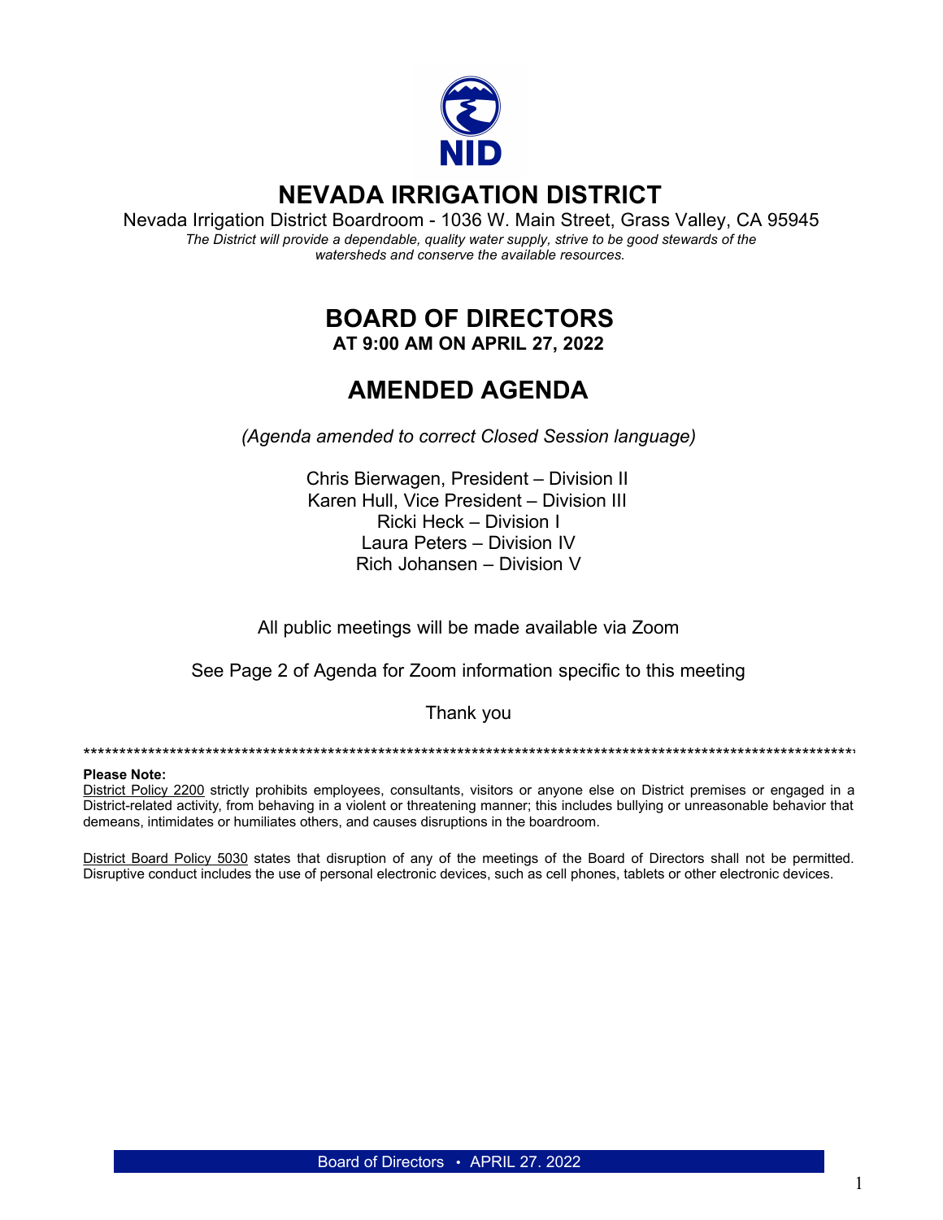# NEVADA IRRIGATION DISTRICT

Nevada Irrigation District Boardroom - 1036 W. Main Street, Grass Valley, CA 95945

*The District will provide a dependable, quality water supply, strive to be good stewards of the watersheds and conserve the available resources.*

## BOARD OF DIRECTORS

**AT 9:00 AM ON APRIL 27, 2022**

## AMENDED AGENDA

*(Agenda amended to correct Closed Session language)*

Chris Bierwagen, President – Division II
Karen Hull, Vice President – Division III
Ricki Heck – Division I
Laura Peters – Division IV
Rich Johansen – Division V

All public meetings will be made available via Zoom

See Page 2 of Agenda for Zoom information specific to this meeting

Thank you

---

**Please Note:**

District Policy 2200 strictly prohibits employees, consultants, visitors or anyone else on District premises or engaged in a District-related activity, from behaving in a violent or threatening manner; this includes bullying or unreasonable behavior that demeans, intimidates or humiliates others, and causes disruptions in the boardroom.

District Board Policy 5030 states that disruption of any of the meetings of the Board of Directors shall not be permitted. Disruptive conduct includes the use of personal electronic devices, such as cell phones, tablets or other electronic devices.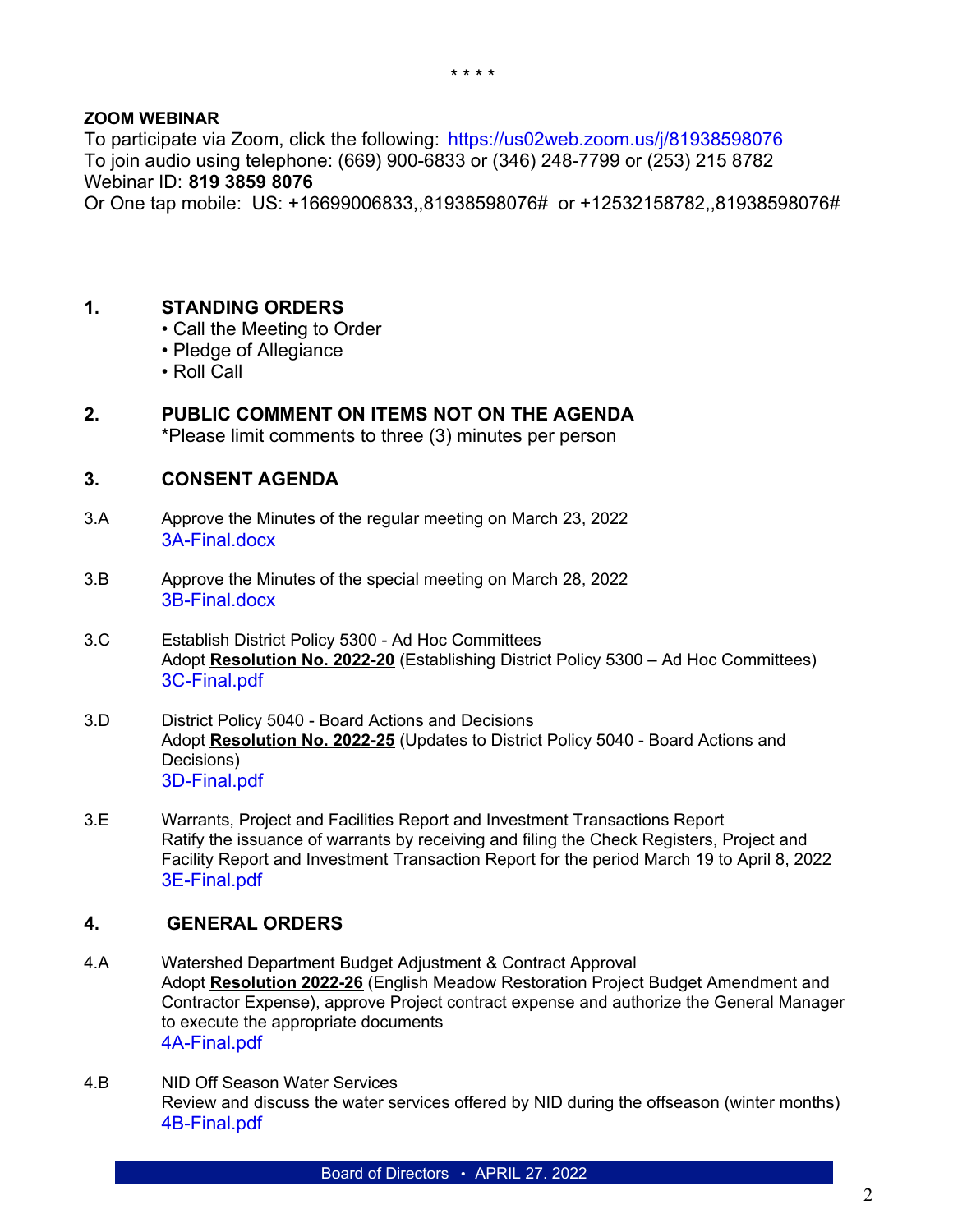\* \* \* \*

**ZOOM WEBINAR**

To participate via Zoom, click the following: https://us02web.zoom.us/j/81938598076
To join audio using telephone: (669) 900-6833 or (346) 248-7799 or (253) 215 8782
Webinar ID: **819 3859 8076**
Or One tap mobile: US: +16699006833,,81938598076# or +12532158782,,81938598076#

## 1. STANDING ORDERS

- Call the Meeting to Order
- Pledge of Allegiance
- Roll Call

## 2. PUBLIC COMMENT ON ITEMS NOT ON THE AGENDA

*Please limit comments to three (3) minutes per person

## 3. CONSENT AGENDA

3.A Approve the Minutes of the regular meeting on March 23, 2022
3A-Final.docx

3.B Approve the Minutes of the special meeting on March 28, 2022
3B-Final.docx

3.C Establish District Policy 5300 - Ad Hoc Committees
Adopt **Resolution No. 2022-20** (Establishing District Policy 5300 – Ad Hoc Committees)
3C-Final.pdf

3.D District Policy 5040 - Board Actions and Decisions
Adopt **Resolution No. 2022-25** (Updates to District Policy 5040 - Board Actions and Decisions)
3D-Final.pdf

3.E Warrants, Project and Facilities Report and Investment Transactions Report
Ratify the issuance of warrants by receiving and filing the Check Registers, Project and Facility Report and Investment Transaction Report for the period March 19 to April 8, 2022
3E-Final.pdf

## 4. GENERAL ORDERS

4.A Watershed Department Budget Adjustment & Contract Approval
Adopt **Resolution 2022-26** (English Meadow Restoration Project Budget Amendment and Contractor Expense), approve Project contract expense and authorize the General Manager to execute the appropriate documents
4A-Final.pdf

4.B NID Off Season Water Services
Review and discuss the water services offered by NID during the offseason (winter months)
4B-Final.pdf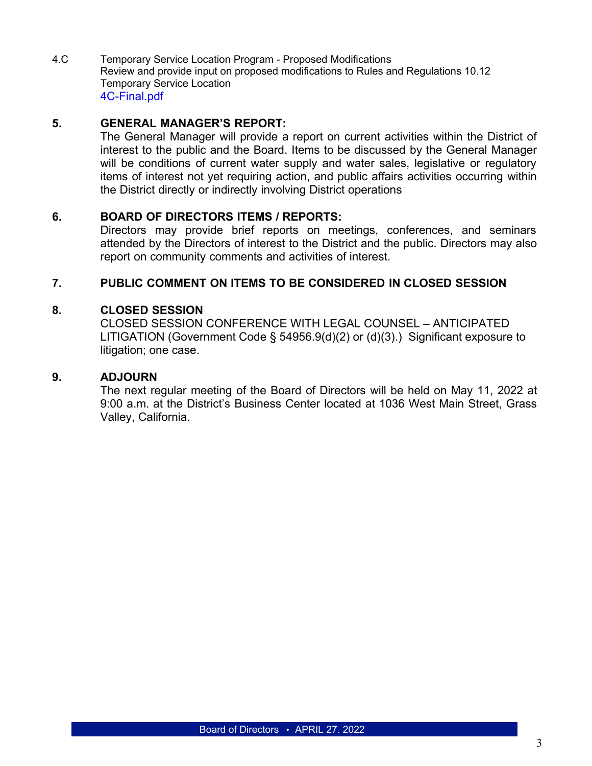4.C Temporary Service Location Program - Proposed Modifications
Review and provide input on proposed modifications to Rules and Regulations 10.12 Temporary Service Location
4C-Final.pdf

**5. GENERAL MANAGER'S REPORT:**

The General Manager will provide a report on current activities within the District of interest to the public and the Board. Items to be discussed by the General Manager will be conditions of current water supply and water sales, legislative or regulatory items of interest not yet requiring action, and public affairs activities occurring within the District directly or indirectly involving District operations

**6. BOARD OF DIRECTORS ITEMS / REPORTS:**

Directors may provide brief reports on meetings, conferences, and seminars attended by the Directors of interest to the District and the public. Directors may also report on community comments and activities of interest.

**7. PUBLIC COMMENT ON ITEMS TO BE CONSIDERED IN CLOSED SESSION**

**8. CLOSED SESSION**

CLOSED SESSION CONFERENCE WITH LEGAL COUNSEL – ANTICIPATED LITIGATION (Government Code § 54956.9(d)(2) or (d)(3).) Significant exposure to litigation; one case.

**9. ADJOURN**

The next regular meeting of the Board of Directors will be held on May 11, 2022 at 9:00 a.m. at the District's Business Center located at 1036 West Main Street, Grass Valley, California.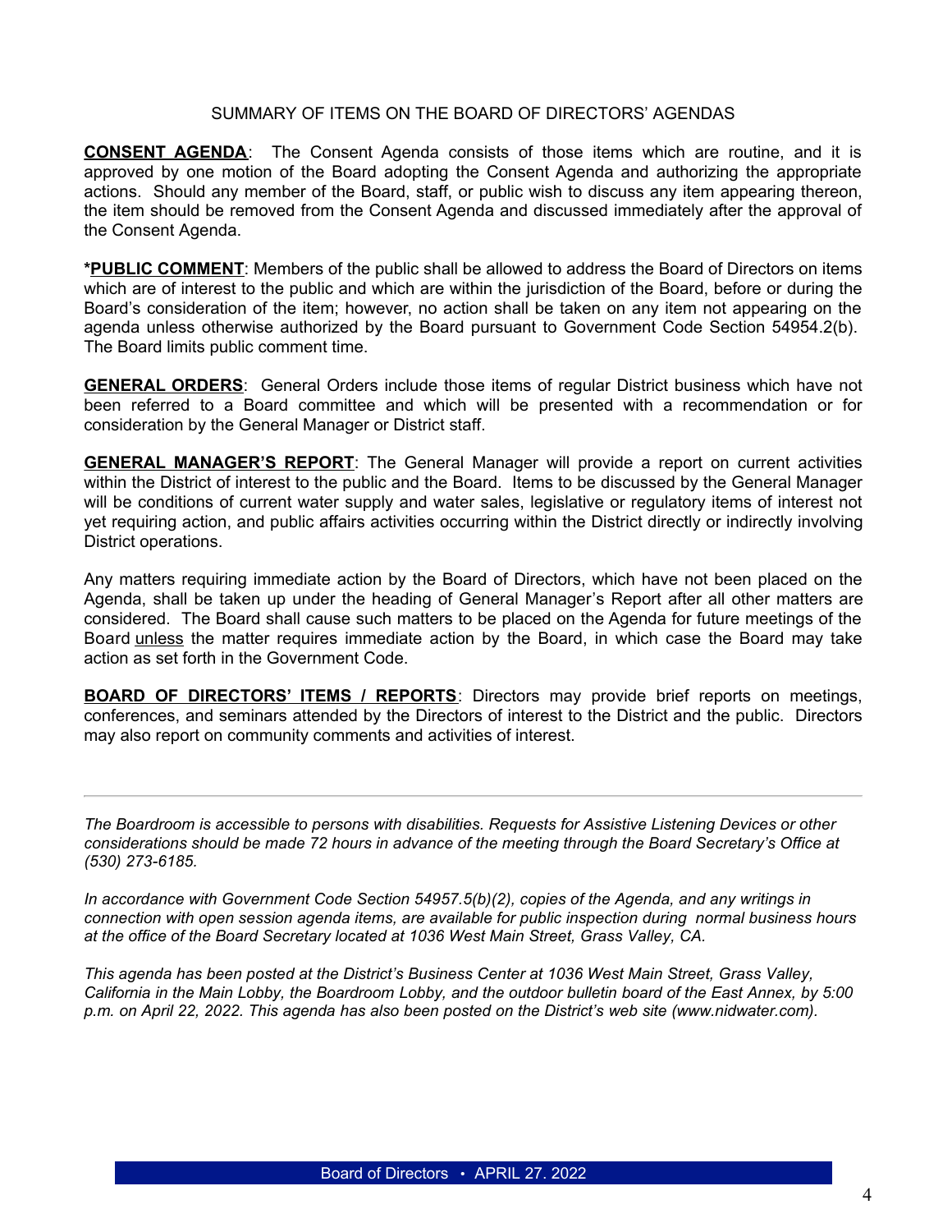SUMMARY OF ITEMS ON THE BOARD OF DIRECTORS' AGENDAS

**CONSENT AGENDA**: The Consent Agenda consists of those items which are routine, and it is approved by one motion of the Board adopting the Consent Agenda and authorizing the appropriate actions. Should any member of the Board, staff, or public wish to discuss any item appearing thereon, the item should be removed from the Consent Agenda and discussed immediately after the approval of the Consent Agenda.

**\*PUBLIC COMMENT**: Members of the public shall be allowed to address the Board of Directors on items which are of interest to the public and which are within the jurisdiction of the Board, before or during the Board's consideration of the item; however, no action shall be taken on any item not appearing on the agenda unless otherwise authorized by the Board pursuant to Government Code Section 54954.2(b). The Board limits public comment time.

**GENERAL ORDERS**: General Orders include those items of regular District business which have not been referred to a Board committee and which will be presented with a recommendation or for consideration by the General Manager or District staff.

**GENERAL MANAGER'S REPORT**: The General Manager will provide a report on current activities within the District of interest to the public and the Board. Items to be discussed by the General Manager will be conditions of current water supply and water sales, legislative or regulatory items of interest not yet requiring action, and public affairs activities occurring within the District directly or indirectly involving District operations.

Any matters requiring immediate action by the Board of Directors, which have not been placed on the Agenda, shall be taken up under the heading of General Manager's Report after all other matters are considered. The Board shall cause such matters to be placed on the Agenda for future meetings of the Board unless the matter requires immediate action by the Board, in which case the Board may take action as set forth in the Government Code.

**BOARD OF DIRECTORS' ITEMS / REPORTS**: Directors may provide brief reports on meetings, conferences, and seminars attended by the Directors of interest to the District and the public. Directors may also report on community comments and activities of interest.

---

*The Boardroom is accessible to persons with disabilities. Requests for Assistive Listening Devices or other considerations should be made 72 hours in advance of the meeting through the Board Secretary's Office at (530) 273-6185.*

*In accordance with Government Code Section 54957.5(b)(2), copies of the Agenda, and any writings in connection with open session agenda items, are available for public inspection during normal business hours at the office of the Board Secretary located at 1036 West Main Street, Grass Valley, CA.*

*This agenda has been posted at the District's Business Center at 1036 West Main Street, Grass Valley, California in the Main Lobby, the Boardroom Lobby, and the outdoor bulletin board of the East Annex, by 5:00 p.m. on April 22, 2022. This agenda has also been posted on the District's web site (www.nidwater.com).*